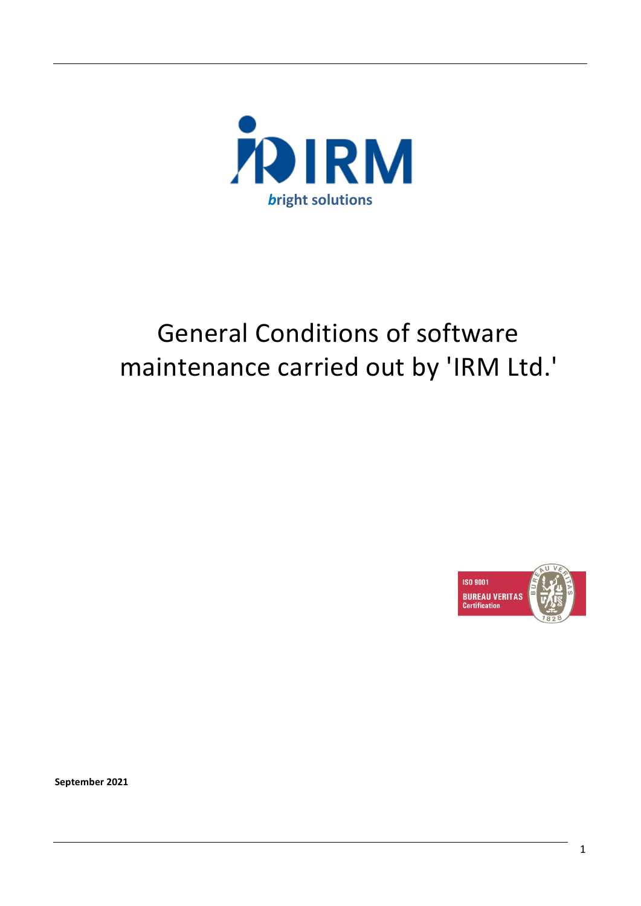# General Conditions of software maintenance carried out by 'IRM Ltd.'

**September 2021**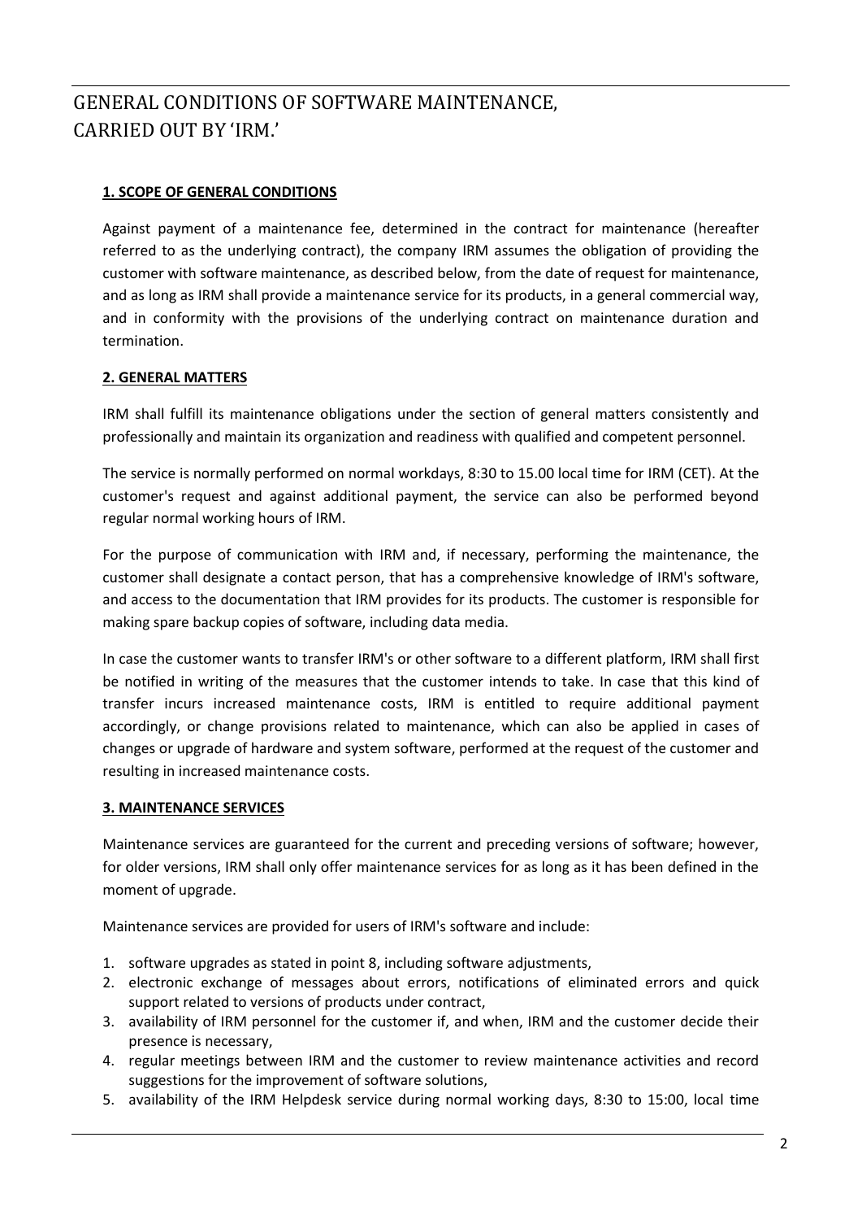# GENERAL CONDITIONS OF SOFTWARE MAINTENANCE, CARRIED OUT BY 'IRM.'

## 1. SCOPE OF GENERAL CONDITIONS

Against payment of a maintenance fee, determined in the contract for maintenance (hereafter referred to as the underlying contract), the company IRM assumes the obligation of providing the customer with software maintenance, as described below, from the date of request for maintenance, and as long as IRM shall provide a maintenance service for its products, in a general commercial way, and in conformity with the provisions of the underlying contract on maintenance duration and termination.

## 2. GENERAL MATTERS

IRM shall fulfill its maintenance obligations under the section of general matters consistently and professionally and maintain its organization and readiness with qualified and competent personnel.

The service is normally performed on normal workdays, 8:30 to 15.00 local time for IRM (CET). At the customer's request and against additional payment, the service can also be performed beyond regular normal working hours of IRM.

For the purpose of communication with IRM and, if necessary, performing the maintenance, the customer shall designate a contact person, that has a comprehensive knowledge of IRM's software, and access to the documentation that IRM provides for its products. The customer is responsible for making spare backup copies of software, including data media.

In case the customer wants to transfer IRM's or other software to a different platform, IRM shall first be notified in writing of the measures that the customer intends to take. In case that this kind of transfer incurs increased maintenance costs, IRM is entitled to require additional payment accordingly, or change provisions related to maintenance, which can also be applied in cases of changes or upgrade of hardware and system software, performed at the request of the customer and resulting in increased maintenance costs.

## 3. MAINTENANCE SERVICES

Maintenance services are guaranteed for the current and preceding versions of software; however, for older versions, IRM shall only offer maintenance services for as long as it has been defined in the moment of upgrade.

Maintenance services are provided for users of IRM's software and include:

1. software upgrades as stated in point 8, including software adjustments,
2. electronic exchange of messages about errors, notifications of eliminated errors and quick support related to versions of products under contract,
3. availability of IRM personnel for the customer if, and when, IRM and the customer decide their presence is necessary,
4. regular meetings between IRM and the customer to review maintenance activities and record suggestions for the improvement of software solutions,
5. availability of the IRM Helpdesk service during normal working days, 8:30 to 15:00, local time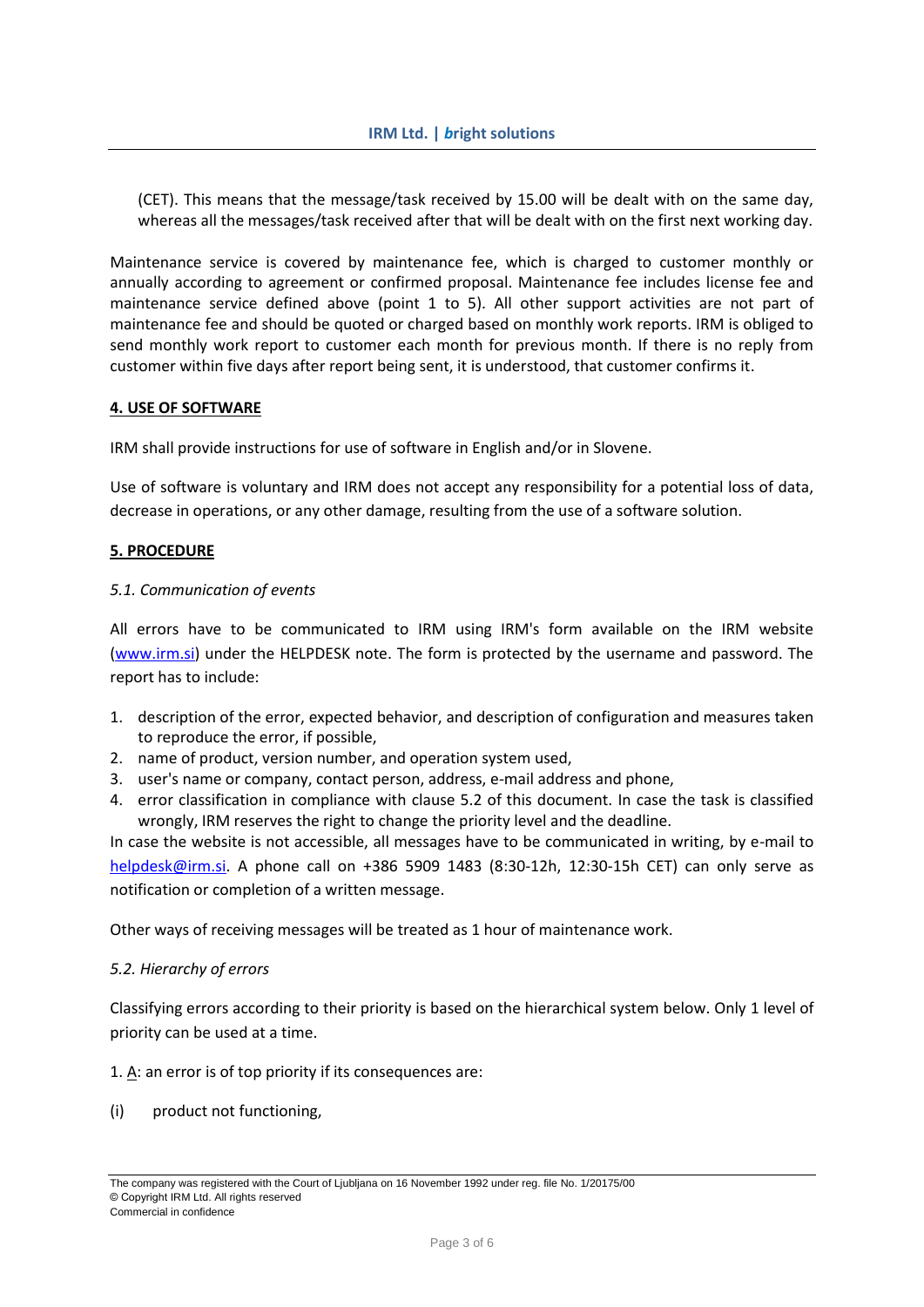(CET). This means that the message/task received by 15.00 will be dealt with on the same day, whereas all the messages/task received after that will be dealt with on the first next working day.

Maintenance service is covered by maintenance fee, which is charged to customer monthly or annually according to agreement or confirmed proposal. Maintenance fee includes license fee and maintenance service defined above (point 1 to 5). All other support activities are not part of maintenance fee and should be quoted or charged based on monthly work reports. IRM is obliged to send monthly work report to customer each month for previous month. If there is no reply from customer within five days after report being sent, it is understood, that customer confirms it.

## 4. USE OF SOFTWARE

IRM shall provide instructions for use of software in English and/or in Slovene.

Use of software is voluntary and IRM does not accept any responsibility for a potential loss of data, decrease in operations, or any other damage, resulting from the use of a software solution.

## 5. PROCEDURE

### *5.1. Communication of events*

All errors have to be communicated to IRM using IRM's form available on the IRM website (www.irm.si) under the HELPDESK note. The form is protected by the username and password. The report has to include:

1. description of the error, expected behavior, and description of configuration and measures taken to reproduce the error, if possible,
2. name of product, version number, and operation system used,
3. user's name or company, contact person, address, e-mail address and phone,
4. error classification in compliance with clause 5.2 of this document. In case the task is classified wrongly, IRM reserves the right to change the priority level and the deadline.

In case the website is not accessible, all messages have to be communicated in writing, by e-mail to helpdesk@irm.si. A phone call on +386 5909 1483 (8:30-12h, 12:30-15h CET) can only serve as notification or completion of a written message.

Other ways of receiving messages will be treated as 1 hour of maintenance work.

### *5.2. Hierarchy of errors*

Classifying errors according to their priority is based on the hierarchical system below. Only 1 level of priority can be used at a time.

1. A: an error is of top priority if its consequences are:

(i) product not functioning,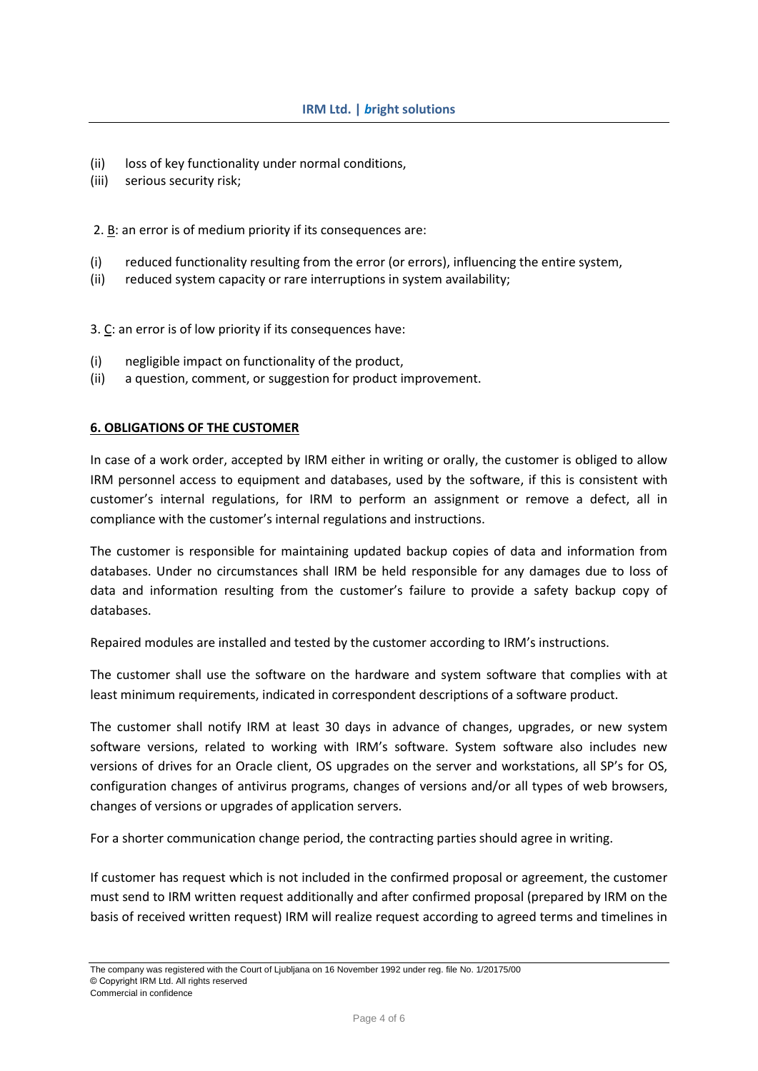(ii) loss of key functionality under normal conditions,
(iii) serious security risk;

2. B: an error is of medium priority if its consequences are:

(i) reduced functionality resulting from the error (or errors), influencing the entire system,
(ii) reduced system capacity or rare interruptions in system availability;

3. C: an error is of low priority if its consequences have:

(i) negligible impact on functionality of the product,
(ii) a question, comment, or suggestion for product improvement.

## 6. OBLIGATIONS OF THE CUSTOMER

In case of a work order, accepted by IRM either in writing or orally, the customer is obliged to allow IRM personnel access to equipment and databases, used by the software, if this is consistent with customer's internal regulations, for IRM to perform an assignment or remove a defect, all in compliance with the customer's internal regulations and instructions.

The customer is responsible for maintaining updated backup copies of data and information from databases. Under no circumstances shall IRM be held responsible for any damages due to loss of data and information resulting from the customer's failure to provide a safety backup copy of databases.

Repaired modules are installed and tested by the customer according to IRM's instructions.

The customer shall use the software on the hardware and system software that complies with at least minimum requirements, indicated in correspondent descriptions of a software product.

The customer shall notify IRM at least 30 days in advance of changes, upgrades, or new system software versions, related to working with IRM's software. System software also includes new versions of drives for an Oracle client, OS upgrades on the server and workstations, all SP's for OS, configuration changes of antivirus programs, changes of versions and/or all types of web browsers, changes of versions or upgrades of application servers.

For a shorter communication change period, the contracting parties should agree in writing.

If customer has request which is not included in the confirmed proposal or agreement, the customer must send to IRM written request additionally and after confirmed proposal (prepared by IRM on the basis of received written request) IRM will realize request according to agreed terms and timelines in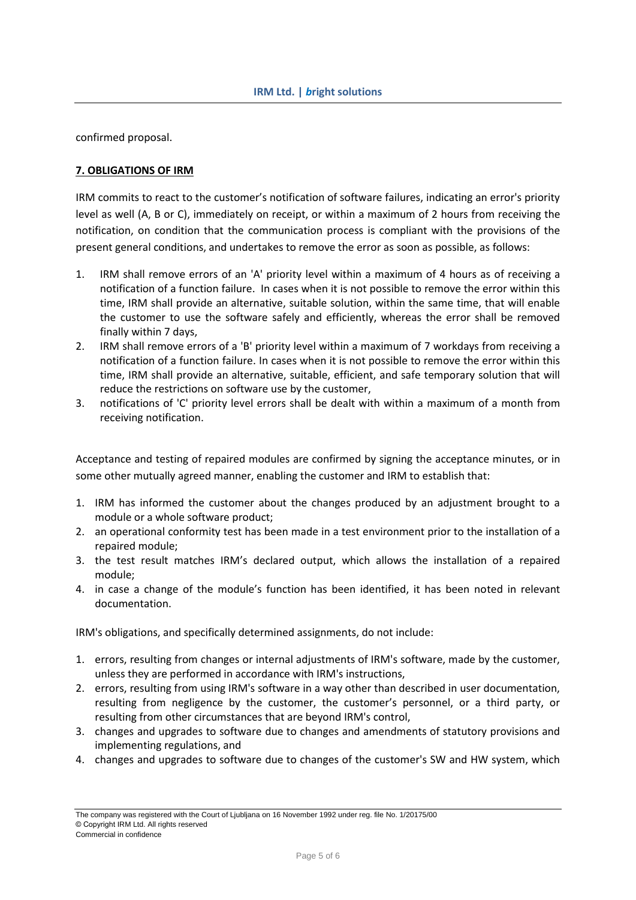confirmed proposal.

**7. OBLIGATIONS OF IRM**

IRM commits to react to the customer's notification of software failures, indicating an error's priority level as well (A, B or C), immediately on receipt, or within a maximum of 2 hours from receiving the notification, on condition that the communication process is compliant with the provisions of the present general conditions, and undertakes to remove the error as soon as possible, as follows:

1. IRM shall remove errors of an 'A' priority level within a maximum of 4 hours as of receiving a notification of a function failure. In cases when it is not possible to remove the error within this time, IRM shall provide an alternative, suitable solution, within the same time, that will enable the customer to use the software safely and efficiently, whereas the error shall be removed finally within 7 days,
2. IRM shall remove errors of a 'B' priority level within a maximum of 7 workdays from receiving a notification of a function failure. In cases when it is not possible to remove the error within this time, IRM shall provide an alternative, suitable, efficient, and safe temporary solution that will reduce the restrictions on software use by the customer,
3. notifications of 'C' priority level errors shall be dealt with within a maximum of a month from receiving notification.

Acceptance and testing of repaired modules are confirmed by signing the acceptance minutes, or in some other mutually agreed manner, enabling the customer and IRM to establish that:

1. IRM has informed the customer about the changes produced by an adjustment brought to a module or a whole software product;
2. an operational conformity test has been made in a test environment prior to the installation of a repaired module;
3. the test result matches IRM's declared output, which allows the installation of a repaired module;
4. in case a change of the module's function has been identified, it has been noted in relevant documentation.

IRM's obligations, and specifically determined assignments, do not include:

1. errors, resulting from changes or internal adjustments of IRM's software, made by the customer, unless they are performed in accordance with IRM's instructions,
2. errors, resulting from using IRM's software in a way other than described in user documentation, resulting from negligence by the customer, the customer's personnel, or a third party, or resulting from other circumstances that are beyond IRM's control,
3. changes and upgrades to software due to changes and amendments of statutory provisions and implementing regulations, and
4. changes and upgrades to software due to changes of the customer's SW and HW system, which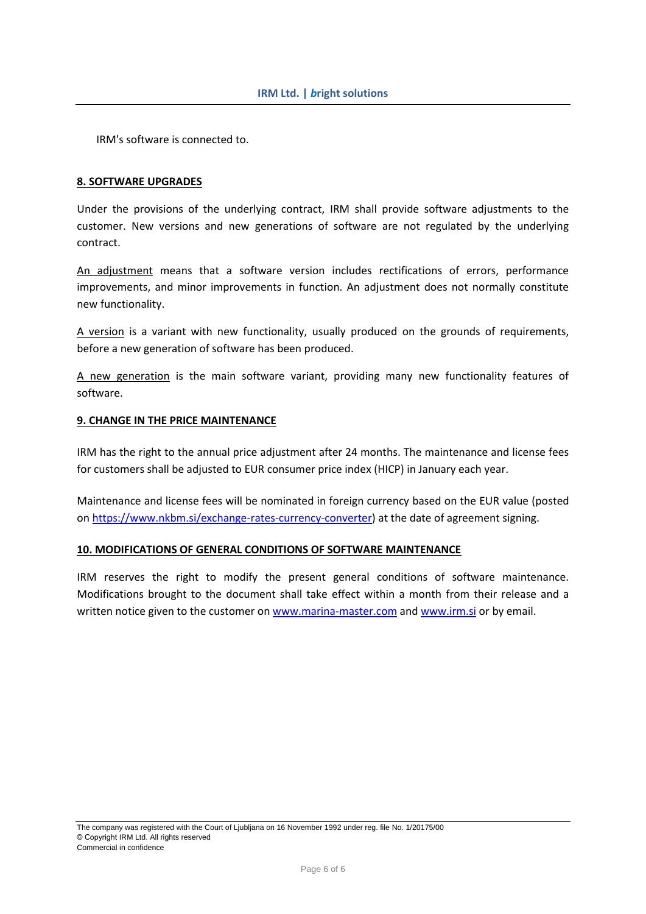IRM's software is connected to.

**8. SOFTWARE UPGRADES**

Under the provisions of the underlying contract, IRM shall provide software adjustments to the customer. New versions and new generations of software are not regulated by the underlying contract.

An adjustment means that a software version includes rectifications of errors, performance improvements, and minor improvements in function. An adjustment does not normally constitute new functionality.

A version is a variant with new functionality, usually produced on the grounds of requirements, before a new generation of software has been produced.

A new generation is the main software variant, providing many new functionality features of software.

**9. CHANGE IN THE PRICE MAINTENANCE**

IRM has the right to the annual price adjustment after 24 months. The maintenance and license fees for customers shall be adjusted to EUR consumer price index (HICP) in January each year.

Maintenance and license fees will be nominated in foreign currency based on the EUR value (posted on https://www.nkbm.si/exchange-rates-currency-converter) at the date of agreement signing.

**10. MODIFICATIONS OF GENERAL CONDITIONS OF SOFTWARE MAINTENANCE**

IRM reserves the right to modify the present general conditions of software maintenance. Modifications brought to the document shall take effect within a month from their release and a written notice given to the customer on www.marina-master.com and www.irm.si or by email.

The company was registered with the Court of Ljubljana on 16 November 1992 under reg. file No. 1/20175/00
© Copyright IRM Ltd. All rights reserved
Commercial in confidence